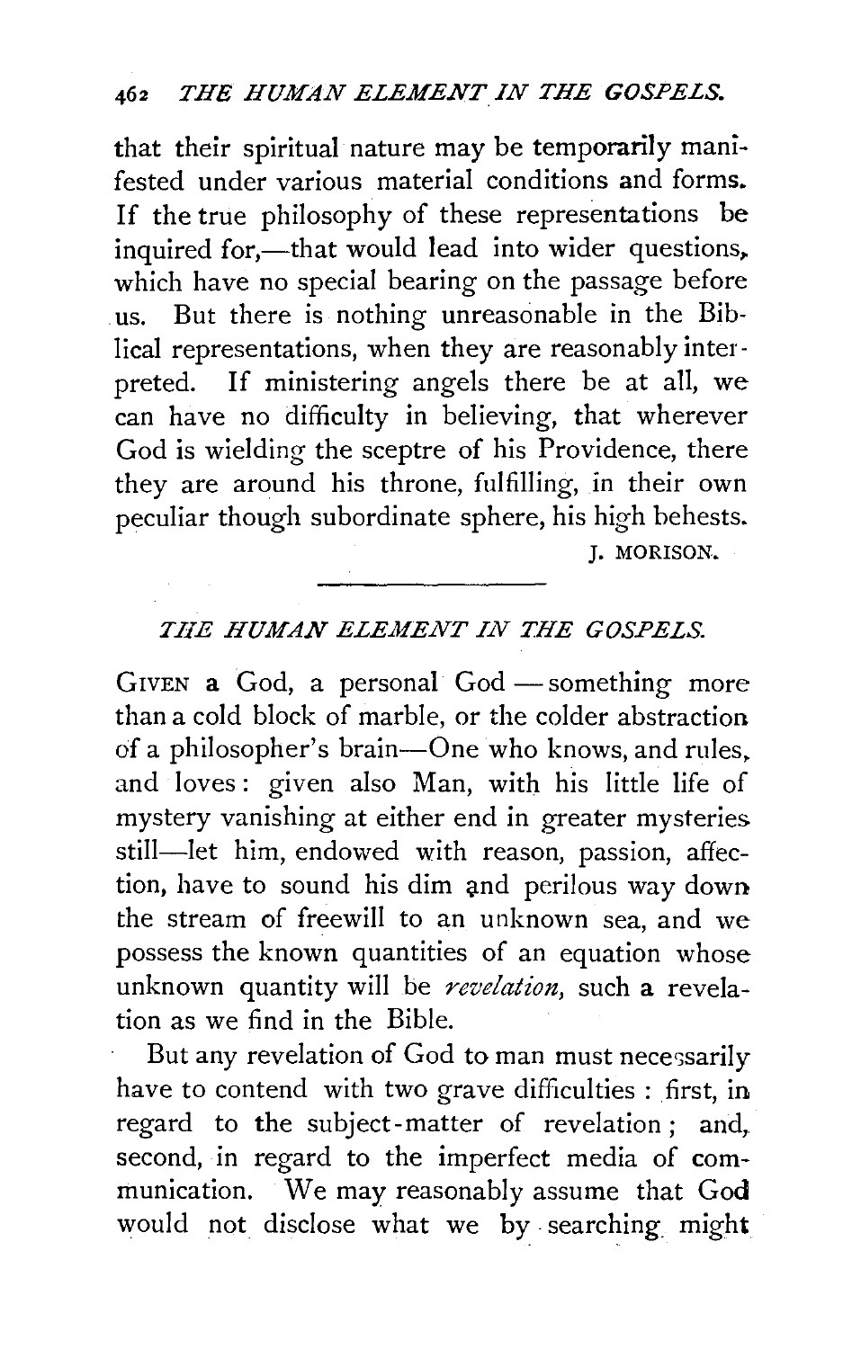that their spiritual nature may be temporarily manifested under various material conditions and forms. If the true philosophy of these representations be inquired for,—that would lead into wider questions, which have no special bearing on the passage before us. But there is nothing unreasonable in the Biblical representations, when they are reasonably interpreted. If ministering angels there be at all, we can have no difficulty in believing, that wherever God is wielding the sceptre of his Providence, there they are around his throne, fulfilling, in their own peculiar though subordinate sphere, his high behests.

J. MORISON.

---

## *THE HUMAN ELEMENT IN THE GOSPELS.*

GIVEN a God, a personal God — something more than a cold block of marble, or the colder abstraction of a philosopher's brain—One who knows, and rules, and loves: given also Man, with his little life of mystery vanishing at either end in greater mysteries still—let him, endowed with reason, passion, affection, have to sound his dim and perilous way down the stream of freewill to an unknown sea, and we possess the known quantities of an equation whose unknown quantity will be *revelation,* such a revelation as we find in the Bible.

But any revelation of God to man must necessarily have to contend with two grave difficulties : first, in regard to the subject-matter of revelation ; and, second, in regard to the imperfect media of communication. We may reasonably assume that God would not disclose what we by searching might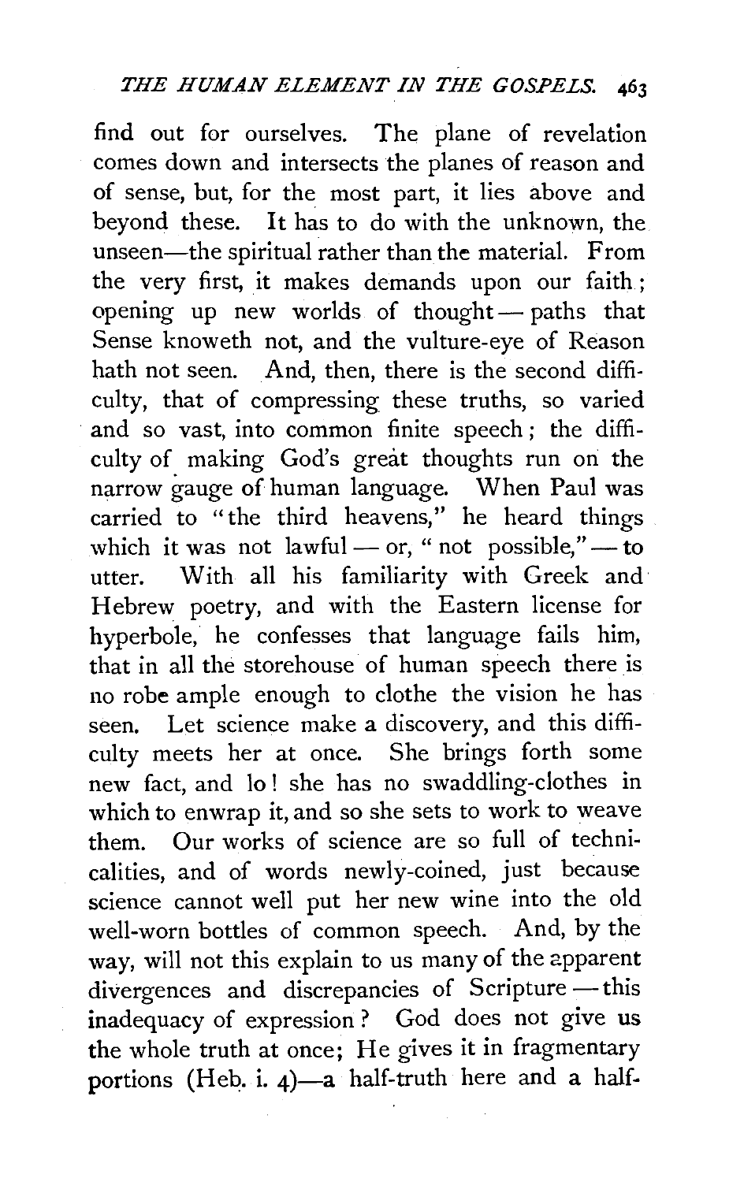find out for ourselves. The plane of revelation comes down and intersects the planes of reason and of sense, but, for the most part, it lies above and beyond these. It has to do with the unknown, the unseen—the spiritual rather than the material. From the very first, it makes demands upon our faith; opening up new worlds of thought — paths that Sense knoweth not, and the vulture-eye of Reason hath not seen. And, then, there is the second difficulty, that of compressing these truths, so varied and so vast, into common finite speech; the difficulty of making God's great thoughts run on the narrow gauge of human language. When Paul was carried to "the third heavens," he heard things which it was not lawful — or, "not possible," — to utter. With all his familiarity with Greek and Hebrew poetry, and with the Eastern license for hyperbole, he confesses that language fails him, that in all the storehouse of human speech there is no robe ample enough to clothe the vision he has seen. Let science make a discovery, and this difficulty meets her at once. She brings forth some new fact, and lo! she has no swaddling-clothes in which to enwrap it, and so she sets to work to weave them. Our works of science are so full of technicalities, and of words newly-coined, just because science cannot well put her new wine into the old well-worn bottles of common speech. And, by the way, will not this explain to us many of the apparent divergences and discrepancies of Scripture — this inadequacy of expression? God does not give us the whole truth at once; He gives it in fragmentary portions (Heb. i. 4)—a half-truth here and a half-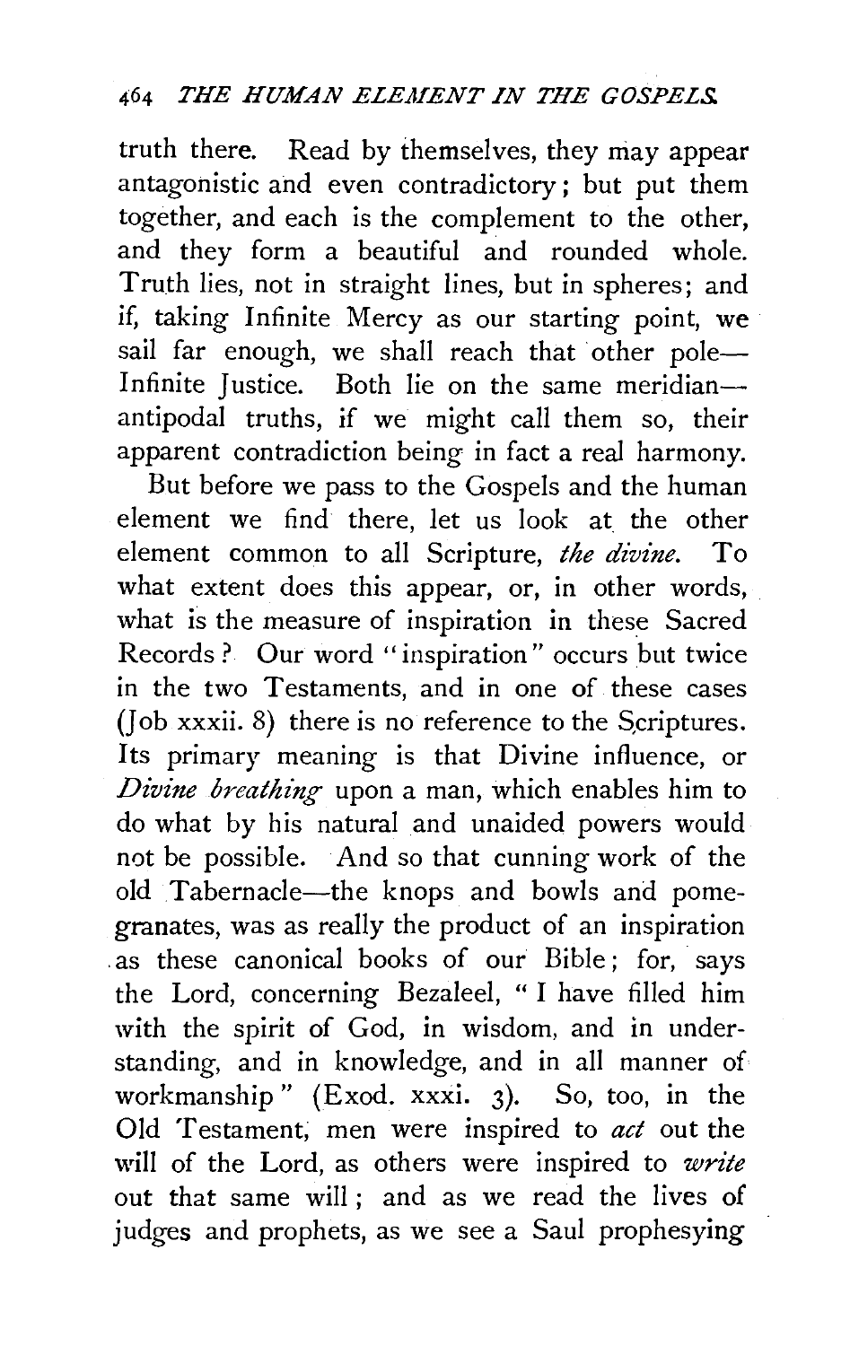truth there. Read by themselves, they may appear antagonistic and even contradictory; but put them together, and each is the complement to the other, and they form a beautiful and rounded whole. Truth lies, not in straight lines, but in spheres; and if, taking Infinite Mercy as our starting point, we sail far enough, we shall reach that other pole—Infinite Justice. Both lie on the same meridian—antipodal truths, if we might call them so, their apparent contradiction being in fact a real harmony.

But before we pass to the Gospels and the human element we find there, let us look at the other element common to all Scripture, *the divine.* To what extent does this appear, or, in other words, what is the measure of inspiration in these Sacred Records? Our word "inspiration" occurs but twice in the two Testaments, and in one of these cases (Job xxxii. 8) there is no reference to the Scriptures. Its primary meaning is that Divine influence, or *Divine breathing* upon a man, which enables him to do what by his natural and unaided powers would not be possible. And so that cunning work of the old Tabernacle—the knops and bowls and pomegranates, was as really the product of an inspiration as these canonical books of our Bible; for, says the Lord, concerning Bezaleel, "I have filled him with the spirit of God, in wisdom, and in understanding, and in knowledge, and in all manner of workmanship" (Exod. xxxi. 3). So, too, in the Old Testament, men were inspired to *act* out the will of the Lord, as others were inspired to *write* out that same will; and as we read the lives of judges and prophets, as we see a Saul prophesying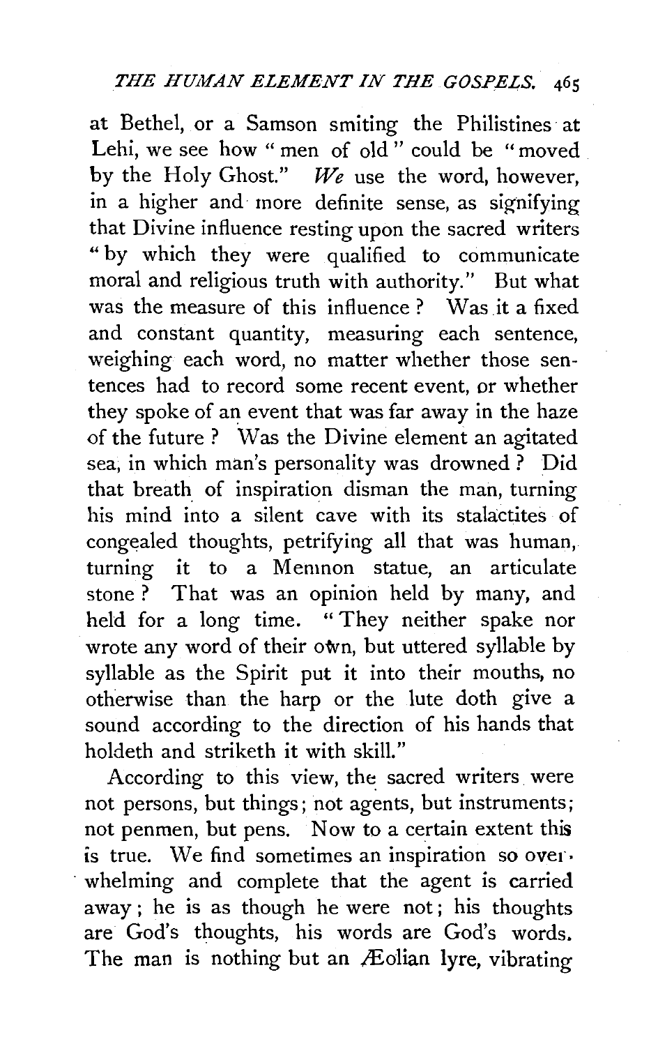at Bethel, or a Samson smiting the Philistines at Lehi, we see how "men of old" could be "moved by the Holy Ghost." *We* use the word, however, in a higher and more definite sense, as signifying that Divine influence resting upon the sacred writers "by which they were qualified to communicate moral and religious truth with authority." But what was the measure of this influence? Was it a fixed and constant quantity, measuring each sentence, weighing each word, no matter whether those sentences had to record some recent event, or whether they spoke of an event that was far away in the haze of the future? Was the Divine element an agitated sea, in which man's personality was drowned? Did that breath of inspiration disman the man, turning his mind into a silent cave with its stalactites of congealed thoughts, petrifying all that was human, turning it to a Memnon statue, an articulate stone? That was an opinion held by many, and held for a long time. "They neither spake nor wrote any word of their own, but uttered syllable by syllable as the Spirit put it into their mouths, no otherwise than the harp or the lute doth give a sound according to the direction of his hands that holdeth and striketh it with skill."

According to this view, the sacred writers were not persons, but things; not agents, but instruments; not penmen, but pens. Now to a certain extent this is true. We find sometimes an inspiration so overwhelming and complete that the agent is carried away; he is as though he were not; his thoughts are God's thoughts, his words are God's words. The man is nothing but an Æolian lyre, vibrating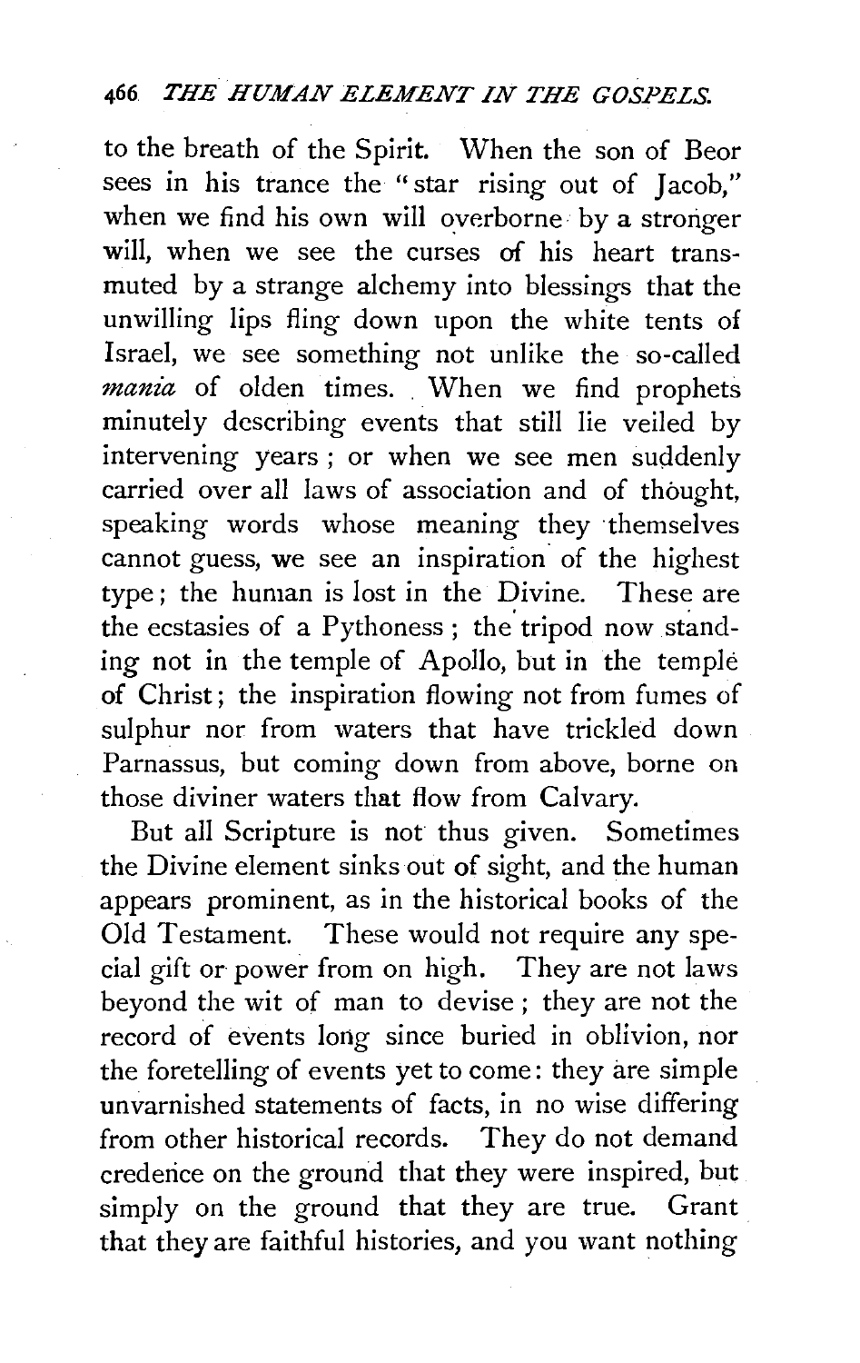to the breath of the Spirit. When the son of Beor sees in his trance the "star rising out of Jacob," when we find his own will overborne by a stronger will, when we see the curses of his heart transmuted by a strange alchemy into blessings that the unwilling lips fling down upon the white tents of Israel, we see something not unlike the so-called *mania* of olden times. When we find prophets minutely describing events that still lie veiled by intervening years; or when we see men suddenly carried over all laws of association and of thought, speaking words whose meaning they themselves cannot guess, we see an inspiration of the highest type; the human is lost in the Divine. These are the ecstasies of a Pythoness; the tripod now standing not in the temple of Apollo, but in the temple of Christ; the inspiration flowing not from fumes of sulphur nor from waters that have trickled down Parnassus, but coming down from above, borne on those diviner waters that flow from Calvary.

But all Scripture is not thus given. Sometimes the Divine element sinks out of sight, and the human appears prominent, as in the historical books of the Old Testament. These would not require any special gift or power from on high. They are not laws beyond the wit of man to devise; they are not the record of events long since buried in oblivion, nor the foretelling of events yet to come: they are simple unvarnished statements of facts, in no wise differing from other historical records. They do not demand credence on the ground that they were inspired, but simply on the ground that they are true. Grant that they are faithful histories, and you want nothing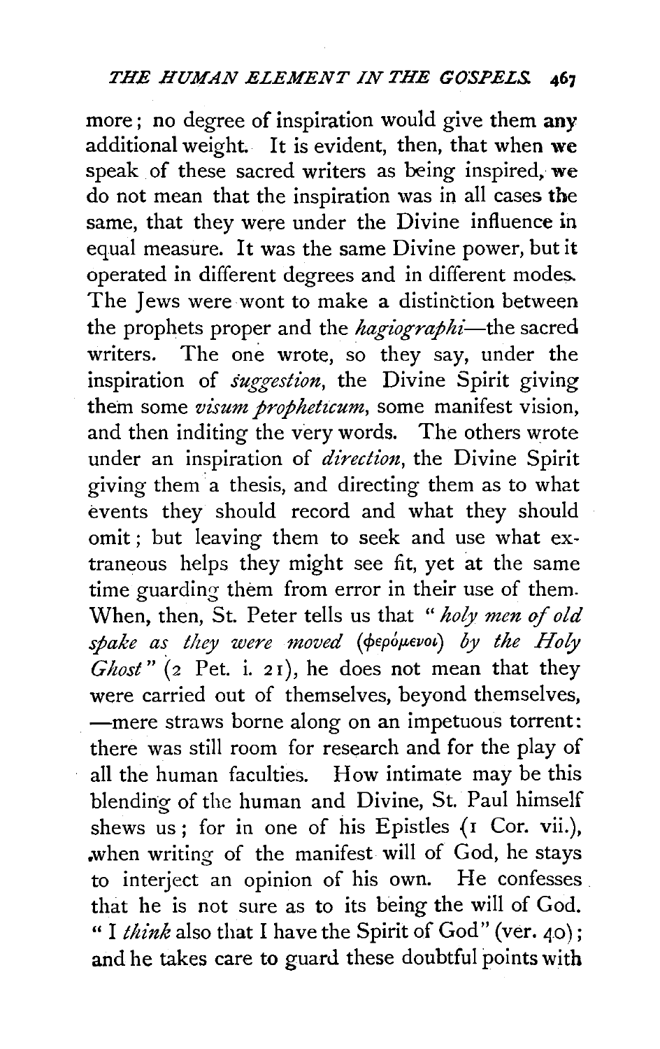more; no degree of inspiration would give them any additional weight. It is evident, then, that when we speak of these sacred writers as being inspired, we do not mean that the inspiration was in all cases the same, that they were under the Divine influence in equal measure. It was the same Divine power, but it operated in different degrees and in different modes. The Jews were wont to make a distinction between the prophets proper and the *hagiographi*—the sacred writers. The one wrote, so they say, under the inspiration of *suggestion*, the Divine Spirit giving them some *visum propheticum*, some manifest vision, and then inditing the very words. The others wrote under an inspiration of *direction*, the Divine Spirit giving them a thesis, and directing them as to what events they should record and what they should omit; but leaving them to seek and use what extraneous helps they might see fit, yet at the same time guarding them from error in their use of them. When, then, St. Peter tells us that "*holy men of old spake as they were moved* (φερόμενοι) *by the Holy Ghost*" (2 Pet. i. 21), he does not mean that they were carried out of themselves, beyond themselves, —mere straws borne along on an impetuous torrent: there was still room for research and for the play of all the human faculties. How intimate may be this blending of the human and Divine, St. Paul himself shews us; for in one of his Epistles (1 Cor. vii.), when writing of the manifest will of God, he stays to interject an opinion of his own. He confesses that he is not sure as to its being the will of God. "I *think* also that I have the Spirit of God" (ver. 40); and he takes care to guard these doubtful points with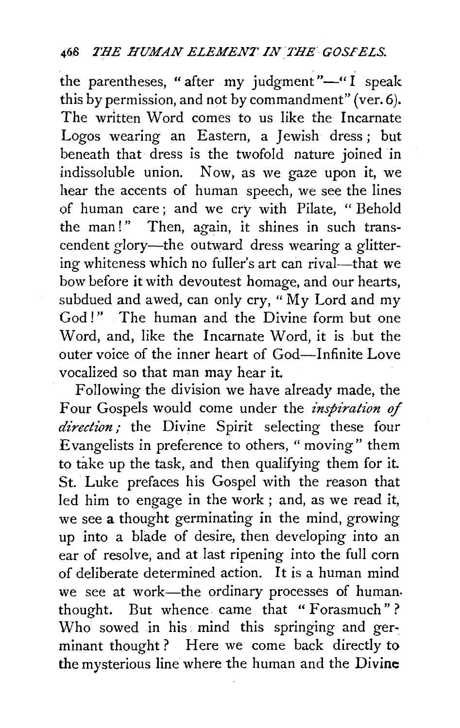the parentheses, "after my judgment"—"I speak this by permission, and not by commandment" (ver. 6). The written Word comes to us like the Incarnate Logos wearing an Eastern, a Jewish dress; but beneath that dress is the twofold nature joined in indissoluble union. Now, as we gaze upon it, we hear the accents of human speech, we see the lines of human care; and we cry with Pilate, "Behold the man!" Then, again, it shines in such transcendent glory—the outward dress wearing a glittering whiteness which no fuller's art can rival—that we bow before it with devoutest homage, and our hearts, subdued and awed, can only cry, "My Lord and my God!" The human and the Divine form but one Word, and, like the Incarnate Word, it is but the outer voice of the inner heart of God—Infinite Love vocalized so that man may hear it.

Following the division we have already made, the Four Gospels would come under the *inspiration of direction;* the Divine Spirit selecting these four Evangelists in preference to others, "moving" them to take up the task, and then qualifying them for it. St. Luke prefaces his Gospel with the reason that led him to engage in the work; and, as we read it, we see a thought germinating in the mind, growing up into a blade of desire, then developing into an ear of resolve, and at last ripening into the full corn of deliberate determined action. It is a human mind we see at work—the ordinary processes of human thought. But whence came that "Forasmuch"? Who sowed in his mind this springing and germinant thought? Here we come back directly to the mysterious line where the human and the Divine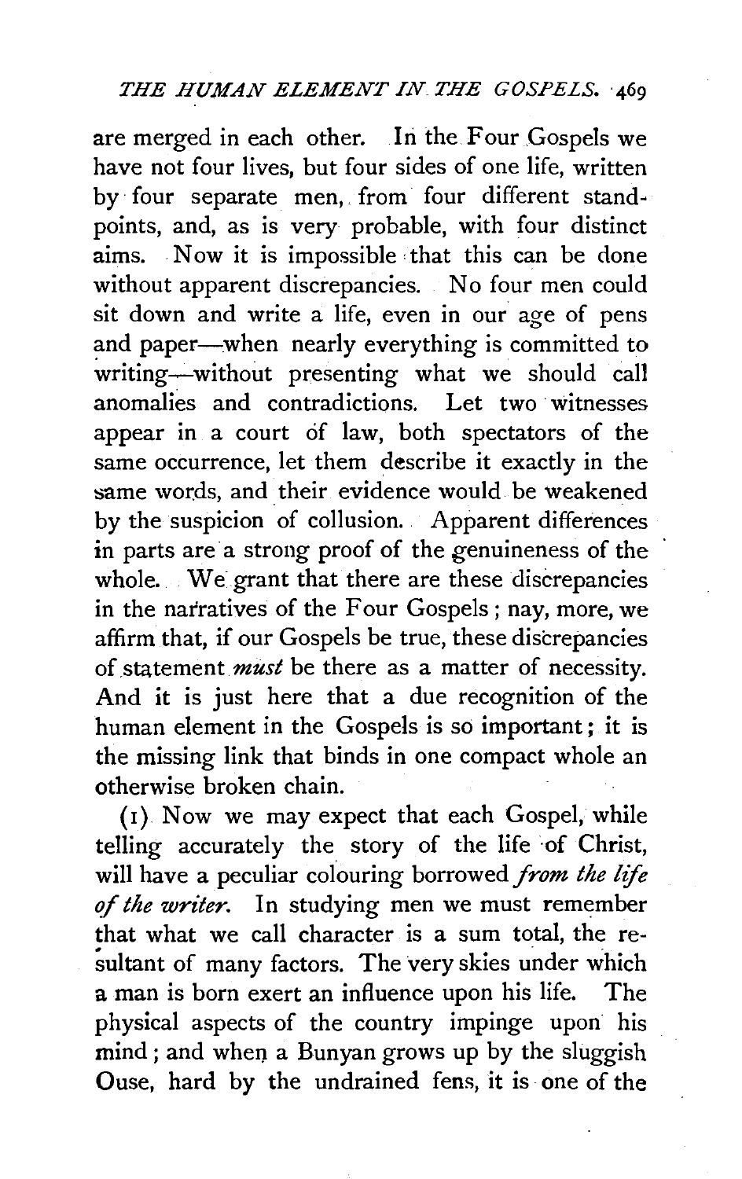are merged in each other. In the Four Gospels we have not four lives, but four sides of one life, written by four separate men, from four different standpoints, and, as is very probable, with four distinct aims. Now it is impossible that this can be done without apparent discrepancies. No four men could sit down and write a life, even in our age of pens and paper—when nearly everything is committed to writing—without presenting what we should call anomalies and contradictions. Let two witnesses appear in a court of law, both spectators of the same occurrence, let them describe it exactly in the same words, and their evidence would be weakened by the suspicion of collusion. Apparent differences in parts are a strong proof of the genuineness of the whole. We grant that there are these discrepancies in the narratives of the Four Gospels; nay, more, we affirm that, if our Gospels be true, these discrepancies of statement *must* be there as a matter of necessity. And it is just here that a due recognition of the human element in the Gospels is so important; it is the missing link that binds in one compact whole an otherwise broken chain.

(1) Now we may expect that each Gospel, while telling accurately the story of the life of Christ, will have a peculiar colouring borrowed *from the life of the writer*. In studying men we must remember that what we call character is a sum total, the resultant of many factors. The very skies under which a man is born exert an influence upon his life. The physical aspects of the country impinge upon his mind; and when a Bunyan grows up by the sluggish Ouse, hard by the undrained fens, it is one of the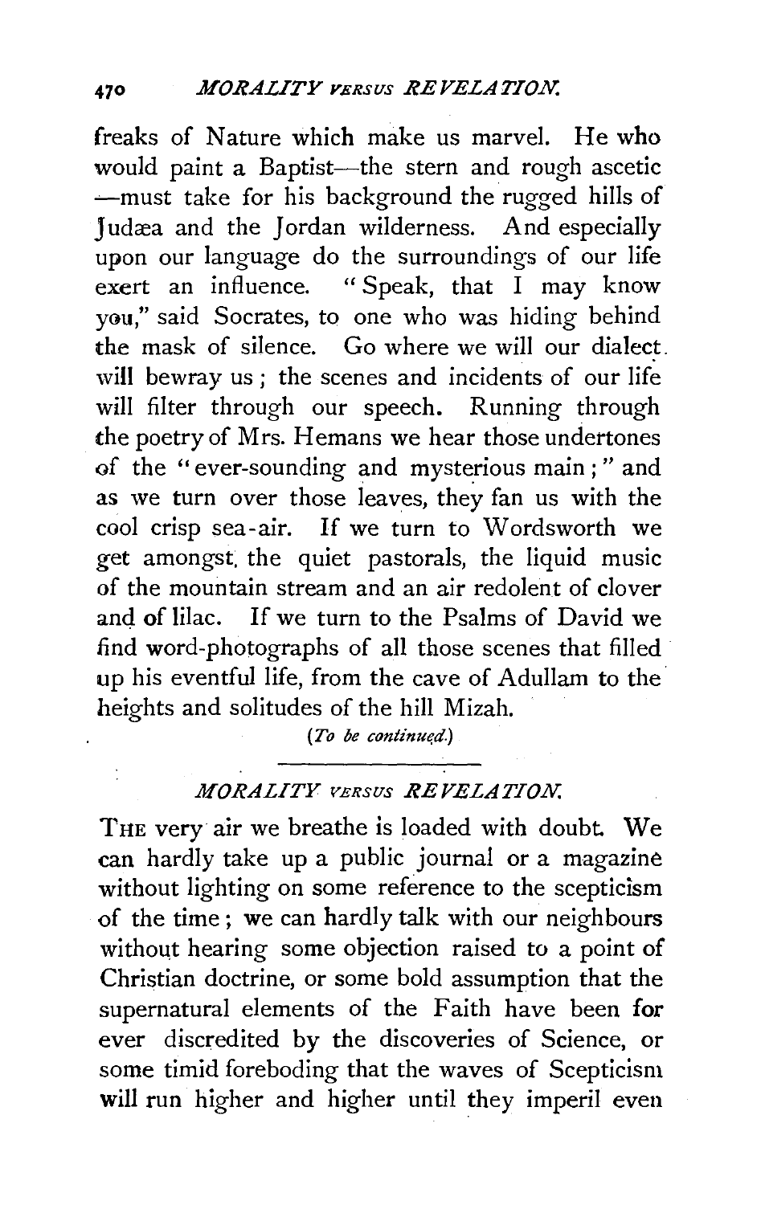freaks of Nature which make us marvel. He who would paint a Baptist—the stern and rough ascetic —must take for his background the rugged hills of Judæa and the Jordan wilderness. And especially upon our language do the surroundings of our life exert an influence. "Speak, that I may know you," said Socrates, to one who was hiding behind the mask of silence. Go where we will our dialect will bewray us; the scenes and incidents of our life will filter through our speech. Running through the poetry of Mrs. Hemans we hear those undertones of the "ever-sounding and mysterious main;" and as we turn over those leaves, they fan us with the cool crisp sea-air. If we turn to Wordsworth we get amongst the quiet pastorals, the liquid music of the mountain stream and an air redolent of clover and of lilac. If we turn to the Psalms of David we find word-photographs of all those scenes that filled up his eventful life, from the cave of Adullam to the heights and solitudes of the hill Mizah.

*(To be continued.)*

---

## *MORALITY VERSUS REVELATION.*

THE very air we breathe is loaded with doubt. We can hardly take up a public journal or a magazine without lighting on some reference to the scepticism of the time; we can hardly talk with our neighbours without hearing some objection raised to a point of Christian doctrine, or some bold assumption that the supernatural elements of the Faith have been for ever discredited by the discoveries of Science, or some timid foreboding that the waves of Scepticism will run higher and higher until they imperil even